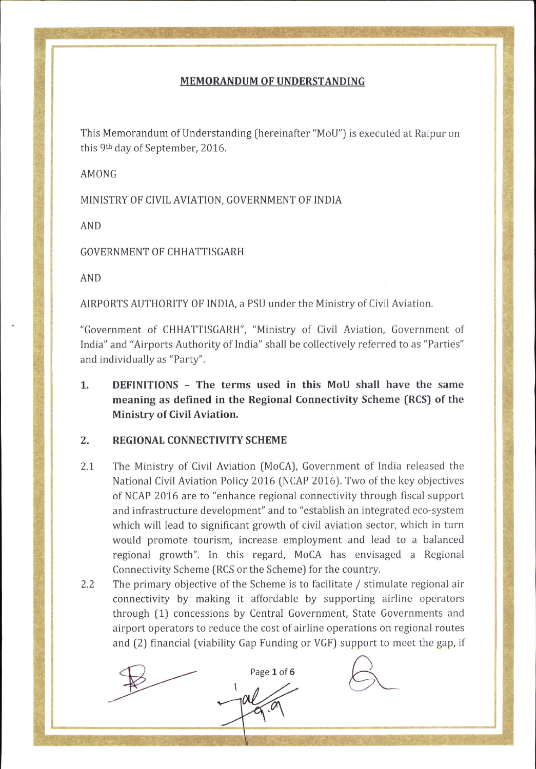# MEMORANDUM OF UNDERSTANDING

This Memorandum of Understanding (hereinafter "MoU") is executed at Raipur on this 9th day of September, 2016.

AMONG

MINISTRY OF CIVIL AVIATION, GOVERNMENT OF INDIA

AND

GOVERNMENT OF CHHATTISGARH

AND

AIRPORTS AUTHORITY OF INDIA, a PSU under the Ministry of Civil Aviation.

"Government of CHHATTISGARH", "Ministry of Civil Aviation, Government of India" and "Airports Authority of India" shall be collectively referred to as "Parties" and individually as "Party".

1. **DEFINITIONS – The terms used in this MoU shall have the same meaning as defined in the Regional Connectivity Scheme (RCS) of the Ministry of Civil Aviation.**

## 2. REGIONAL CONNECTIVITY SCHEME

2.1 The Ministry of Civil Aviation (MoCA), Government of India released the National Civil Aviation Policy 2016 (NCAP 2016). Two of the key objectives of NCAP 2016 are to "enhance regional connectivity through fiscal support and infrastructure development" and to "establish an integrated eco-system which will lead to significant growth of civil aviation sector, which in turn would promote tourism, increase employment and lead to a balanced regional growth". In this regard, MoCA has envisaged a Regional Connectivity Scheme (RCS or the Scheme) for the country.

2.2 The primary objective of the Scheme is to facilitate / stimulate regional air connectivity by making it affordable by supporting airline operators through (1) concessions by Central Government, State Governments and airport operators to reduce the cost of airline operations on regional routes and (2) financial (viability Gap Funding or VGF) support to meet the gap, if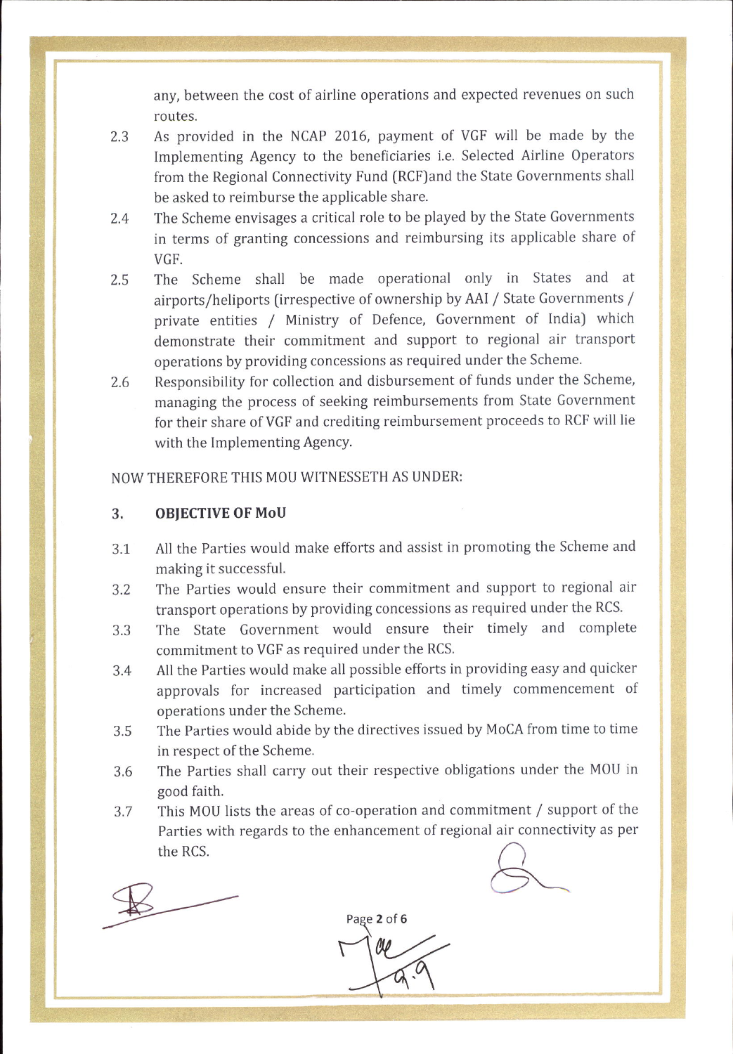any, between the cost of airline operations and expected revenues on such routes.

2.3 As provided in the NCAP 2016, payment of VGF will be made by the Implementing Agency to the beneficiaries i.e. Selected Airline Operators from the Regional Connectivity Fund (RCF)and the State Governments shall be asked to reimburse the applicable share.

2.4 The Scheme envisages a critical role to be played by the State Governments in terms of granting concessions and reimbursing its applicable share of VGF.

2.5 The Scheme shall be made operational only in States and at airports/heliports (irrespective of ownership by AAI / State Governments / private entities / Ministry of Defence, Government of India) which demonstrate their commitment and support to regional air transport operations by providing concessions as required under the Scheme.

2.6 Responsibility for collection and disbursement of funds under the Scheme, managing the process of seeking reimbursements from State Government for their share of VGF and crediting reimbursement proceeds to RCF will lie with the Implementing Agency.

NOW THEREFORE THIS MOU WITNESSETH AS UNDER:

## 3. OBJECTIVE OF MoU

3.1 All the Parties would make efforts and assist in promoting the Scheme and making it successful.

3.2 The Parties would ensure their commitment and support to regional air transport operations by providing concessions as required under the RCS.

3.3 The State Government would ensure their timely and complete commitment to VGF as required under the RCS.

3.4 All the Parties would make all possible efforts in providing easy and quicker approvals for increased participation and timely commencement of operations under the Scheme.

3.5 The Parties would abide by the directives issued by MoCA from time to time in respect of the Scheme.

3.6 The Parties shall carry out their respective obligations under the MOU in good faith.

3.7 This MOU lists the areas of co-operation and commitment / support of the Parties with regards to the enhancement of regional air connectivity as per the RCS.